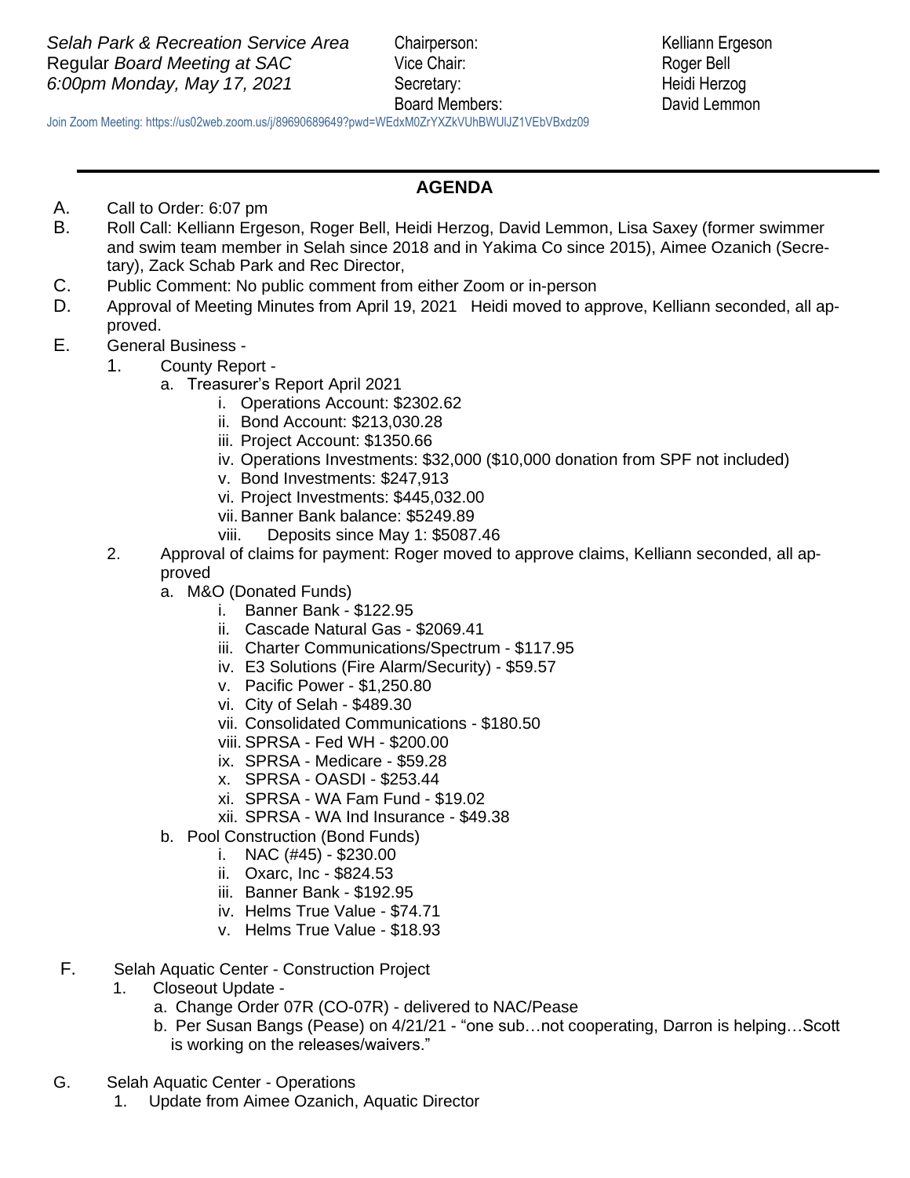*Selah Park & Recreation Service Area*
Regular *Board Meeting at SAC*
*6:00pm Monday, May 17, 2021*

| | |
|---|---|
| Chairperson: | Kelliann Ergeson |
| Vice Chair: | Roger Bell |
| Secretary: | Heidi Herzog |
| Board Members: | David Lemmon |

Join Zoom Meeting: https://us02web.zoom.us/j/89690689649?pwd=WEdxM0ZrYXZkVUhBWUlJZ1VEbVBxdz09

---

## AGENDA

A. Call to Order: 6:07 pm

B. Roll Call: Kelliann Ergeson, Roger Bell, Heidi Herzog, David Lemmon, Lisa Saxey (former swimmer and swim team member in Selah since 2018 and in Yakima Co since 2015), Aimee Ozanich (Secretary), Zack Schab Park and Rec Director,

C. Public Comment: No public comment from either Zoom or in-person

D. Approval of Meeting Minutes from April 19, 2021 Heidi moved to approve, Kelliann seconded, all approved.

E. General Business -

1. County Report -
   a. Treasurer's Report April 2021
      i. Operations Account: $2302.62
      ii. Bond Account: $213,030.28
      iii. Project Account: $1350.66
      iv. Operations Investments: $32,000 ($10,000 donation from SPF not included)
      v. Bond Investments: $247,913
      vi. Project Investments: $445,032.00
      vii. Banner Bank balance: $5249.89
      viii. Deposits since May 1: $5087.46
2. Approval of claims for payment: Roger moved to approve claims, Kelliann seconded, all approved
   a. M&O (Donated Funds)
      i. Banner Bank - $122.95
      ii. Cascade Natural Gas - $2069.41
      iii. Charter Communications/Spectrum - $117.95
      iv. E3 Solutions (Fire Alarm/Security) - $59.57
      v. Pacific Power - $1,250.80
      vi. City of Selah - $489.30
      vii. Consolidated Communications - $180.50
      viii. SPRSA - Fed WH - $200.00
      ix. SPRSA - Medicare - $59.28
      x. SPRSA - OASDI - $253.44
      xi. SPRSA - WA Fam Fund - $19.02
      xii. SPRSA - WA Ind Insurance - $49.38
   b. Pool Construction (Bond Funds)
      i. NAC (#45) - $230.00
      ii. Oxarc, Inc - $824.53
      iii. Banner Bank - $192.95
      iv. Helms True Value - $74.71
      v. Helms True Value - $18.93

F. Selah Aquatic Center - Construction Project

1. Closeout Update -
   a. Change Order 07R (CO-07R) - delivered to NAC/Pease
   b. Per Susan Bangs (Pease) on 4/21/21 - "one sub…not cooperating, Darron is helping…Scott is working on the releases/waivers."

G. Selah Aquatic Center - Operations

1. Update from Aimee Ozanich, Aquatic Director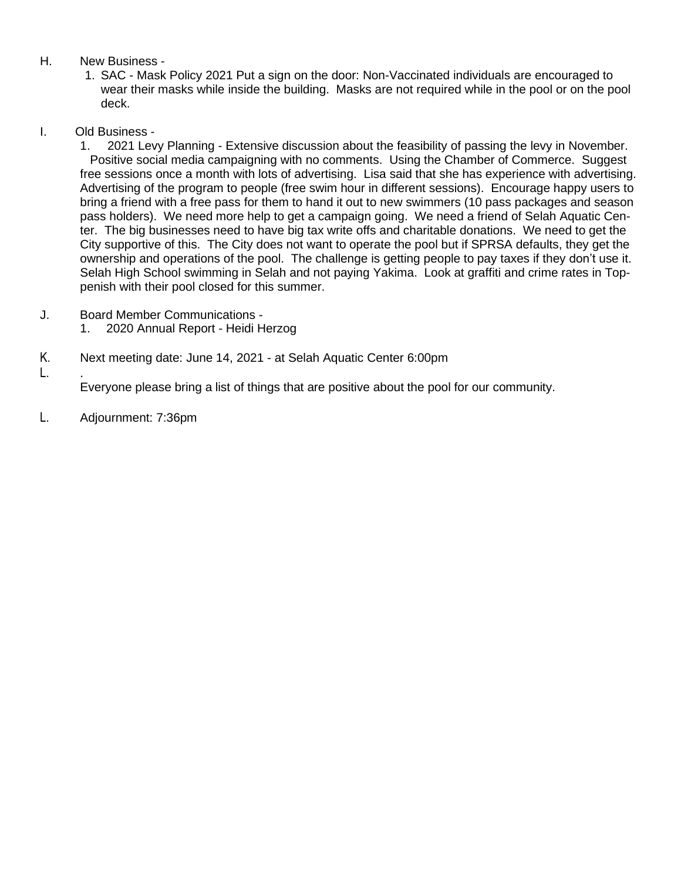H. New Business -

1. SAC - Mask Policy 2021 Put a sign on the door: Non-Vaccinated individuals are encouraged to wear their masks while inside the building. Masks are not required while in the pool or on the pool deck.

I. Old Business -

1. 2021 Levy Planning - Extensive discussion about the feasibility of passing the levy in November. Positive social media campaigning with no comments. Using the Chamber of Commerce. Suggest free sessions once a month with lots of advertising. Lisa said that she has experience with advertising. Advertising of the program to people (free swim hour in different sessions). Encourage happy users to bring a friend with a free pass for them to hand it out to new swimmers (10 pass packages and season pass holders). We need more help to get a campaign going. We need a friend of Selah Aquatic Center. The big businesses need to have big tax write offs and charitable donations. We need to get the City supportive of this. The City does not want to operate the pool but if SPRSA defaults, they get the ownership and operations of the pool. The challenge is getting people to pay taxes if they don't use it. Selah High School swimming in Selah and not paying Yakima. Look at graffiti and crime rates in Toppenish with their pool closed for this summer.

J. Board Member Communications -

1. 2020 Annual Report - Heidi Herzog

K. Next meeting date: June 14, 2021 - at Selah Aquatic Center 6:00pm

L. .
Everyone please bring a list of things that are positive about the pool for our community.

L. Adjournment: 7:36pm